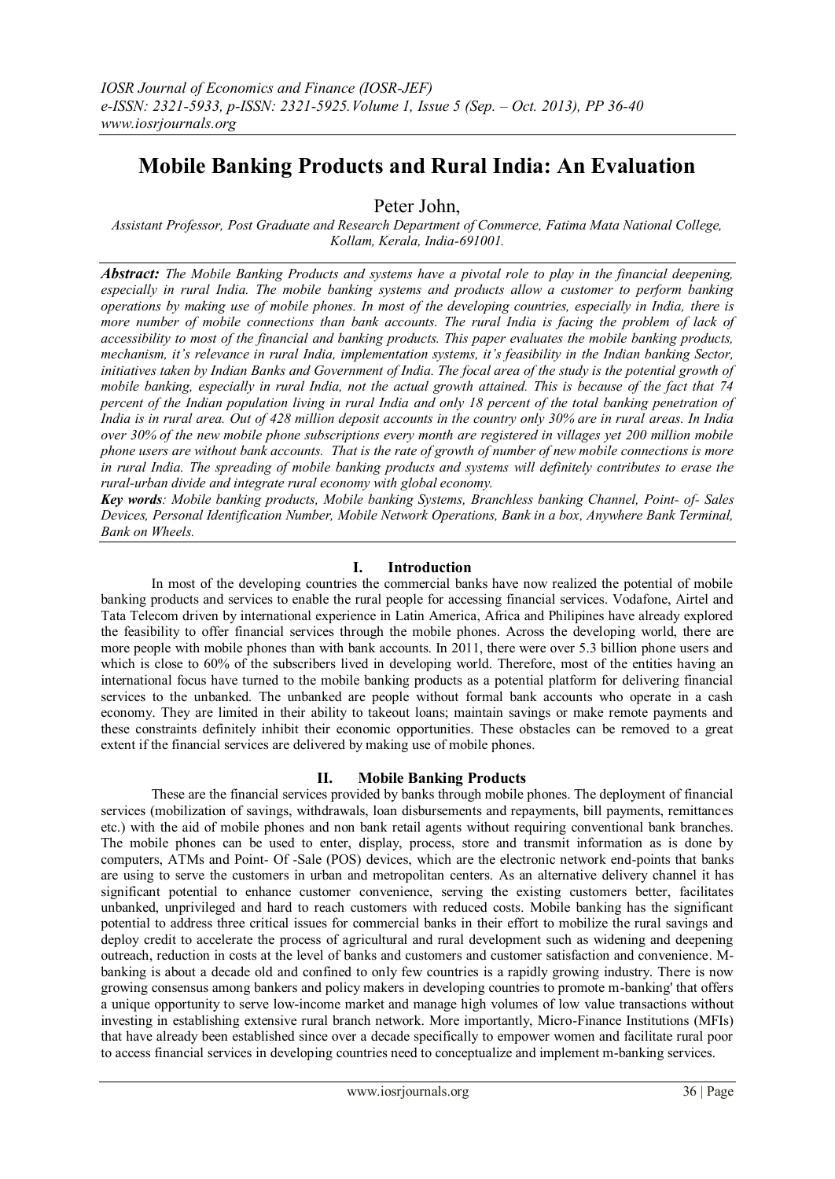# Mobile Banking Products and Rural India: An Evaluation

Peter John,

*Assistant Professor, Post Graduate and Research Department of Commerce, Fatima Mata National College, Kollam, Kerala, India-691001.*

***Abstract:*** *The Mobile Banking Products and systems have a pivotal role to play in the financial deepening, especially in rural India. The mobile banking systems and products allow a customer to perform banking operations by making use of mobile phones. In most of the developing countries, especially in India, there is more number of mobile connections than bank accounts. The rural India is facing the problem of lack of accessibility to most of the financial and banking products. This paper evaluates the mobile banking products, mechanism, it's relevance in rural India, implementation systems, it's feasibility in the Indian banking Sector, initiatives taken by Indian Banks and Government of India. The focal area of the study is the potential growth of mobile banking, especially in rural India, not the actual growth attained. This is because of the fact that 74 percent of the Indian population living in rural India and only 18 percent of the total banking penetration of India is in rural area. Out of 428 million deposit accounts in the country only 30% are in rural areas. In India over 30% of the new mobile phone subscriptions every month are registered in villages yet 200 million mobile phone users are without bank accounts. That is the rate of growth of number of new mobile connections is more in rural India. The spreading of mobile banking products and systems will definitely contributes to erase the rural-urban divide and integrate rural economy with global economy.*

***Key words****: Mobile banking products, Mobile banking Systems, Branchless banking Channel, Point- of- Sales Devices, Personal Identification Number, Mobile Network Operations, Bank in a box, Anywhere Bank Terminal, Bank on Wheels.*

## I. Introduction

In most of the developing countries the commercial banks have now realized the potential of mobile banking products and services to enable the rural people for accessing financial services. Vodafone, Airtel and Tata Telecom driven by international experience in Latin America, Africa and Philipines have already explored the feasibility to offer financial services through the mobile phones. Across the developing world, there are more people with mobile phones than with bank accounts. In 2011, there were over 5.3 billion phone users and which is close to 60% of the subscribers lived in developing world. Therefore, most of the entities having an international focus have turned to the mobile banking products as a potential platform for delivering financial services to the unbanked. The unbanked are people without formal bank accounts who operate in a cash economy. They are limited in their ability to takeout loans; maintain savings or make remote payments and these constraints definitely inhibit their economic opportunities. These obstacles can be removed to a great extent if the financial services are delivered by making use of mobile phones.

## II. Mobile Banking Products

These are the financial services provided by banks through mobile phones. The deployment of financial services (mobilization of savings, withdrawals, loan disbursements and repayments, bill payments, remittances etc.) with the aid of mobile phones and non bank retail agents without requiring conventional bank branches. The mobile phones can be used to enter, display, process, store and transmit information as is done by computers, ATMs and Point- Of -Sale (POS) devices, which are the electronic network end-points that banks are using to serve the customers in urban and metropolitan centers. As an alternative delivery channel it has significant potential to enhance customer convenience, serving the existing customers better, facilitates unbanked, unprivileged and hard to reach customers with reduced costs. Mobile banking has the significant potential to address three critical issues for commercial banks in their effort to mobilize the rural savings and deploy credit to accelerate the process of agricultural and rural development such as widening and deepening outreach, reduction in costs at the level of banks and customers and customer satisfaction and convenience. M-banking is about a decade old and confined to only few countries is a rapidly growing industry. There is now growing consensus among bankers and policy makers in developing countries to promote m-banking' that offers a unique opportunity to serve low-income market and manage high volumes of low value transactions without investing in establishing extensive rural branch network. More importantly, Micro-Finance Institutions (MFIs) that have already been established since over a decade specifically to empower women and facilitate rural poor to access financial services in developing countries need to conceptualize and implement m-banking services.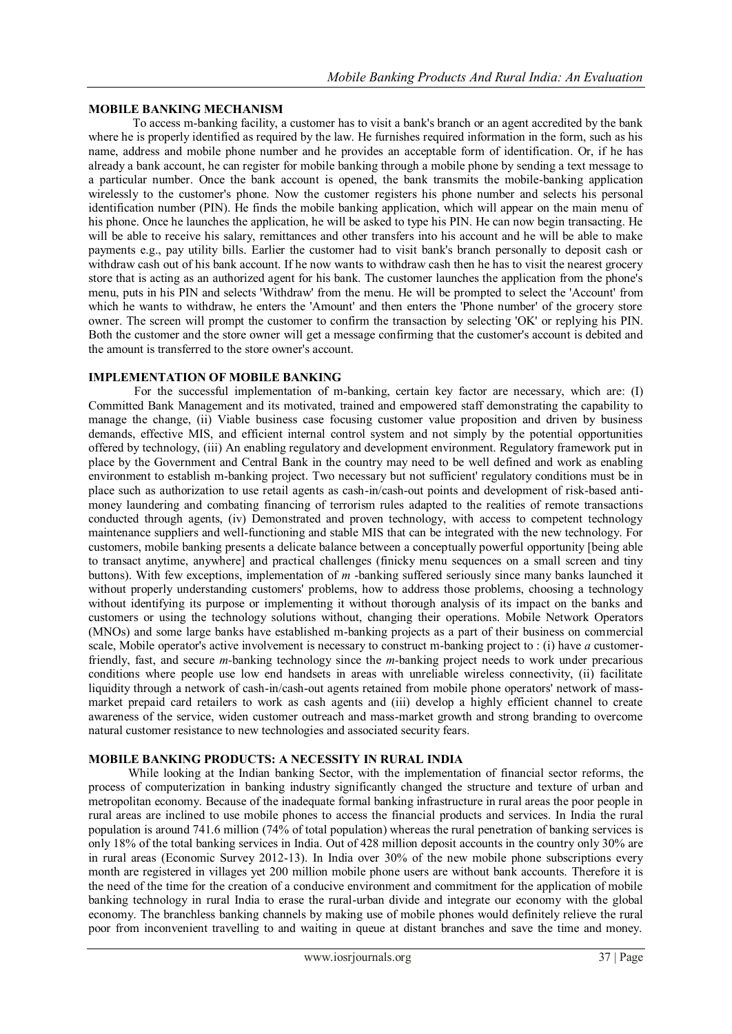**MOBILE BANKING MECHANISM**

To access m-banking facility, a customer has to visit a bank's branch or an agent accredited by the bank where he is properly identified as required by the law. He furnishes required information in the form, such as his name, address and mobile phone number and he provides an acceptable form of identification. Or, if he has already a bank account, he can register for mobile banking through a mobile phone by sending a text message to a particular number. Once the bank account is opened, the bank transmits the mobile-banking application wirelessly to the customer's phone. Now the customer registers his phone number and selects his personal identification number (PIN). He finds the mobile banking application, which will appear on the main menu of his phone. Once he launches the application, he will be asked to type his PIN. He can now begin transacting. He will be able to receive his salary, remittances and other transfers into his account and he will be able to make payments e.g., pay utility bills. Earlier the customer had to visit bank's branch personally to deposit cash or withdraw cash out of his bank account. If he now wants to withdraw cash then he has to visit the nearest grocery store that is acting as an authorized agent for his bank. The customer launches the application from the phone's menu, puts in his PIN and selects 'Withdraw' from the menu. He will be prompted to select the 'Account' from which he wants to withdraw, he enters the 'Amount' and then enters the 'Phone number' of the grocery store owner. The screen will prompt the customer to confirm the transaction by selecting 'OK' or replying his PIN. Both the customer and the store owner will get a message confirming that the customer's account is debited and the amount is transferred to the store owner's account.

**IMPLEMENTATION OF MOBILE BANKING**

For the successful implementation of m-banking, certain key factor are necessary, which are: (I) Committed Bank Management and its motivated, trained and empowered staff demonstrating the capability to manage the change, (ii) Viable business case focusing customer value proposition and driven by business demands, effective MIS, and efficient internal control system and not simply by the potential opportunities offered by technology, (iii) An enabling regulatory and development environment. Regulatory framework put in place by the Government and Central Bank in the country may need to be well defined and work as enabling environment to establish m-banking project. Two necessary but not sufficient' regulatory conditions must be in place such as authorization to use retail agents as cash-in/cash-out points and development of risk-based anti-money laundering and combating financing of terrorism rules adapted to the realities of remote transactions conducted through agents, (iv) Demonstrated and proven technology, with access to competent technology maintenance suppliers and well-functioning and stable MIS that can be integrated with the new technology. For customers, mobile banking presents a delicate balance between a conceptually powerful opportunity [being able to transact anytime, anywhere] and practical challenges (finicky menu sequences on a small screen and tiny buttons). With few exceptions, implementation of *m* -banking suffered seriously since many banks launched it without properly understanding customers' problems, how to address those problems, choosing a technology without identifying its purpose or implementing it without thorough analysis of its impact on the banks and customers or using the technology solutions without, changing their operations. Mobile Network Operators (MNOs) and some large banks have established m-banking projects as a part of their business on commercial scale, Mobile operator's active involvement is necessary to construct m-banking project to : (i) have *a* customer-friendly, fast, and secure *m*-banking technology since the *m*-banking project needs to work under precarious conditions where people use low end handsets in areas with unreliable wireless connectivity, (ii) facilitate liquidity through a network of cash-in/cash-out agents retained from mobile phone operators' network of mass-market prepaid card retailers to work as cash agents and (iii) develop a highly efficient channel to create awareness of the service, widen customer outreach and mass-market growth and strong branding to overcome natural customer resistance to new technologies and associated security fears.

**MOBILE BANKING PRODUCTS: A NECESSITY IN RURAL INDIA**

While looking at the Indian banking Sector, with the implementation of financial sector reforms, the process of computerization in banking industry significantly changed the structure and texture of urban and metropolitan economy. Because of the inadequate formal banking infrastructure in rural areas the poor people in rural areas are inclined to use mobile phones to access the financial products and services. In India the rural population is around 741.6 million (74% of total population) whereas the rural penetration of banking services is only 18% of the total banking services in India. Out of 428 million deposit accounts in the country only 30% are in rural areas (Economic Survey 2012-13). In India over 30% of the new mobile phone subscriptions every month are registered in villages yet 200 million mobile phone users are without bank accounts. Therefore it is the need of the time for the creation of a conducive environment and commitment for the application of mobile banking technology in rural India to erase the rural-urban divide and integrate our economy with the global economy. The branchless banking channels by making use of mobile phones would definitely relieve the rural poor from inconvenient travelling to and waiting in queue at distant branches and save the time and money.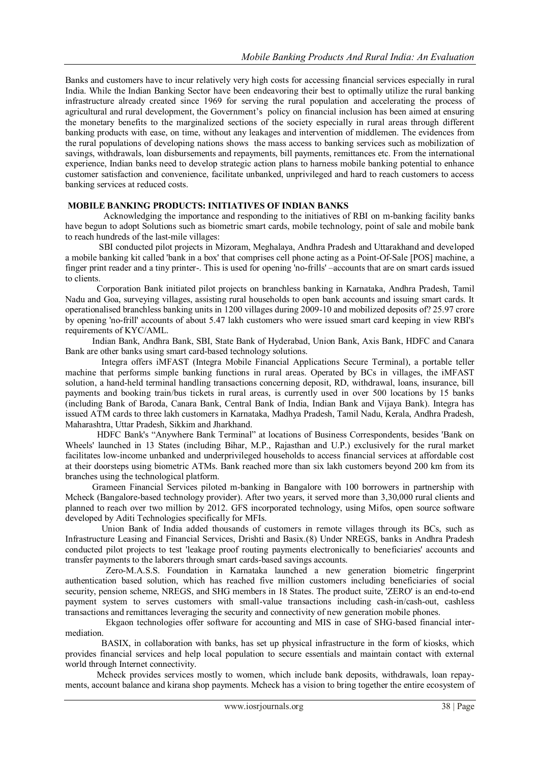Banks and customers have to incur relatively very high costs for accessing financial services especially in rural India. While the Indian Banking Sector have been endeavoring their best to optimally utilize the rural banking infrastructure already created since 1969 for serving the rural population and accelerating the process of agricultural and rural development, the Government's policy on financial inclusion has been aimed at ensuring the monetary benefits to the marginalized sections of the society especially in rural areas through different banking products with ease, on time, without any leakages and intervention of middlemen. The evidences from the rural populations of developing nations shows the mass access to banking services such as mobilization of savings, withdrawals, loan disbursements and repayments, bill payments, remittances etc. From the international experience, Indian banks need to develop strategic action plans to harness mobile banking potential to enhance customer satisfaction and convenience, facilitate unbanked, unprivileged and hard to reach customers to access banking services at reduced costs.

## MOBILE BANKING PRODUCTS: INITIATIVES OF INDIAN BANKS

Acknowledging the importance and responding to the initiatives of RBI on m-banking facility banks have begun to adopt Solutions such as biometric smart cards, mobile technology, point of sale and mobile bank to reach hundreds of the last-mile villages:

SBI conducted pilot projects in Mizoram, Meghalaya, Andhra Pradesh and Uttarakhand and developed a mobile banking kit called 'bank in a box' that comprises cell phone acting as a Point-Of-Sale [POS] machine, a finger print reader and a tiny printer-. This is used for opening 'no-frills' –accounts that are on smart cards issued to clients.

Corporation Bank initiated pilot projects on branchless banking in Karnataka, Andhra Pradesh, Tamil Nadu and Goa, surveying villages, assisting rural households to open bank accounts and issuing smart cards. It operationalised branchless banking units in 1200 villages during 2009-10 and mobilized deposits of? 25.97 crore by opening 'no-frill' accounts of about 5.47 lakh customers who were issued smart card keeping in view RBI's requirements of KYC/AML.

Indian Bank, Andhra Bank, SBI, State Bank of Hyderabad, Union Bank, Axis Bank, HDFC and Canara Bank are other banks using smart card-based technology solutions.

Integra offers iMFAST (Integra Mobile Financial Applications Secure Terminal), a portable teller machine that performs simple banking functions in rural areas. Operated by BCs in villages, the iMFAST solution, a hand-held terminal handling transactions concerning deposit, RD, withdrawal, loans, insurance, bill payments and booking train/bus tickets in rural areas, is currently used in over 500 locations by 15 banks (including Bank of Baroda, Canara Bank, Central Bank of India, Indian Bank and Vijaya Bank). Integra has issued ATM cards to three lakh customers in Karnataka, Madhya Pradesh, Tamil Nadu, Kerala, Andhra Pradesh, Maharashtra, Uttar Pradesh, Sikkim and Jharkhand.

HDFC Bank's "Anywhere Bank Terminal" at locations of Business Correspondents, besides 'Bank on Wheels' launched in 13 States (including Bihar, M.P., Rajasthan and U.P.) exclusively for the rural market facilitates low-income unbanked and underprivileged households to access financial services at affordable cost at their doorsteps using biometric ATMs. Bank reached more than six lakh customers beyond 200 km from its branches using the technological platform.

Grameen Financial Services piloted m-banking in Bangalore with 100 borrowers in partnership with Mcheck (Bangalore-based technology provider). After two years, it served more than 3,30,000 rural clients and planned to reach over two million by 2012. GFS incorporated technology, using Mifos, open source software developed by Aditi Technologies specifically for MFIs.

Union Bank of India added thousands of customers in remote villages through its BCs, such as Infrastructure Leasing and Financial Services, Drishti and Basix.(8) Under NREGS, banks in Andhra Pradesh conducted pilot projects to test 'leakage proof routing payments electronically to beneficiaries' accounts and transfer payments to the laborers through smart cards-based savings accounts.

Zero-M.A.S.S. Foundation in Karnataka launched a new generation biometric fingerprint authentication based solution, which has reached five million customers including beneficiaries of social security, pension scheme, NREGS, and SHG members in 18 States. The product suite, 'ZERO' is an end-to-end payment system to serves customers with small-value transactions including cash-in/cash-out, cashless transactions and remittances leveraging the security and connectivity of new generation mobile phones.

Ekgaon technologies offer software for accounting and MIS in case of SHG-based financial inter-mediation.

BASIX, in collaboration with banks, has set up physical infrastructure in the form of kiosks, which provides financial services and help local population to secure essentials and maintain contact with external world through Internet connectivity.

Mcheck provides services mostly to women, which include bank deposits, withdrawals, loan repay-ments, account balance and kirana shop payments. Mcheck has a vision to bring together the entire ecosystem of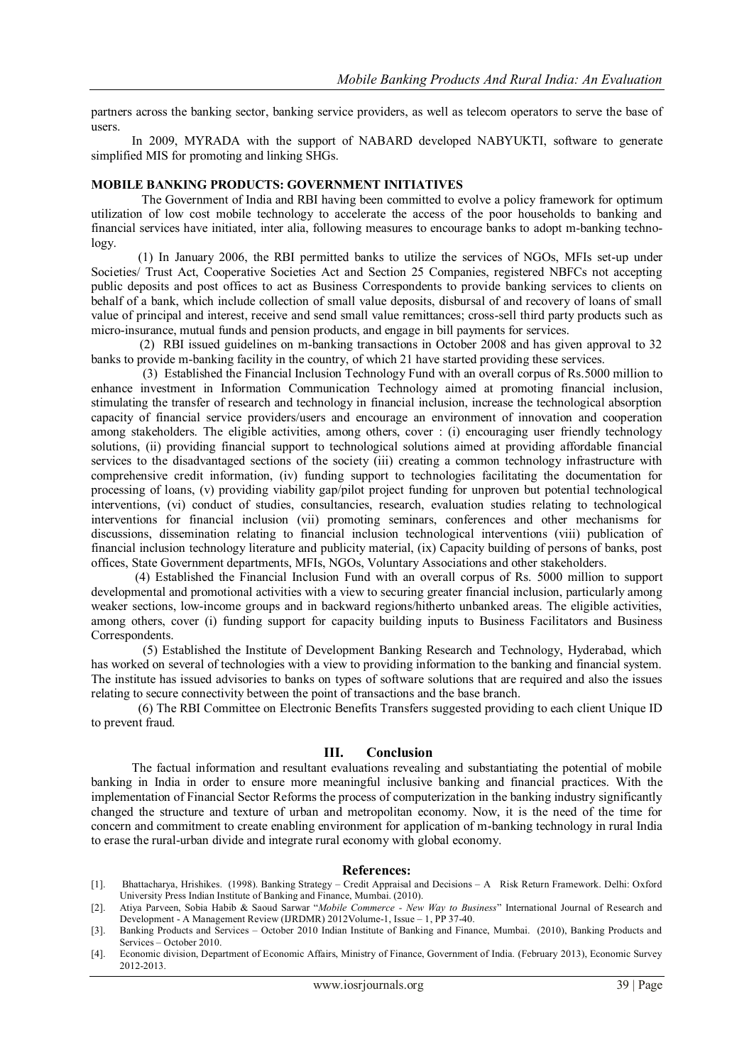partners across the banking sector, banking service providers, as well as telecom operators to serve the base of users.

In 2009, MYRADA with the support of NABARD developed NABYUKTI, software to generate simplified MIS for promoting and linking SHGs.

**MOBILE BANKING PRODUCTS: GOVERNMENT INITIATIVES**

The Government of India and RBI having been committed to evolve a policy framework for optimum utilization of low cost mobile technology to accelerate the access of the poor households to banking and financial services have initiated, inter alia, following measures to encourage banks to adopt m-banking technology.

(1) In January 2006, the RBI permitted banks to utilize the services of NGOs, MFIs set-up under Societies/ Trust Act, Cooperative Societies Act and Section 25 Companies, registered NBFCs not accepting public deposits and post offices to act as Business Correspondents to provide banking services to clients on behalf of a bank, which include collection of small value deposits, disbursal of and recovery of loans of small value of principal and interest, receive and send small value remittances; cross-sell third party products such as micro-insurance, mutual funds and pension products, and engage in bill payments for services.

(2) RBI issued guidelines on m-banking transactions in October 2008 and has given approval to 32 banks to provide m-banking facility in the country, of which 21 have started providing these services.

(3) Established the Financial Inclusion Technology Fund with an overall corpus of Rs.5000 million to enhance investment in Information Communication Technology aimed at promoting financial inclusion, stimulating the transfer of research and technology in financial inclusion, increase the technological absorption capacity of financial service providers/users and encourage an environment of innovation and cooperation among stakeholders. The eligible activities, among others, cover : (i) encouraging user friendly technology solutions, (ii) providing financial support to technological solutions aimed at providing affordable financial services to the disadvantaged sections of the society (iii) creating a common technology infrastructure with comprehensive credit information, (iv) funding support to technologies facilitating the documentation for processing of loans, (v) providing viability gap/pilot project funding for unproven but potential technological interventions, (vi) conduct of studies, consultancies, research, evaluation studies relating to technological interventions for financial inclusion (vii) promoting seminars, conferences and other mechanisms for discussions, dissemination relating to financial inclusion technological interventions (viii) publication of financial inclusion technology literature and publicity material, (ix) Capacity building of persons of banks, post offices, State Government departments, MFIs, NGOs, Voluntary Associations and other stakeholders.

(4) Established the Financial Inclusion Fund with an overall corpus of Rs. 5000 million to support developmental and promotional activities with a view to securing greater financial inclusion, particularly among weaker sections, low-income groups and in backward regions/hitherto unbanked areas. The eligible activities, among others, cover (i) funding support for capacity building inputs to Business Facilitators and Business Correspondents.

(5) Established the Institute of Development Banking Research and Technology, Hyderabad, which has worked on several of technologies with a view to providing information to the banking and financial system. The institute has issued advisories to banks on types of software solutions that are required and also the issues relating to secure connectivity between the point of transactions and the base branch.

(6) The RBI Committee on Electronic Benefits Transfers suggested providing to each client Unique ID to prevent fraud.

## III. Conclusion

The factual information and resultant evaluations revealing and substantiating the potential of mobile banking in India in order to ensure more meaningful inclusive banking and financial practices. With the implementation of Financial Sector Reforms the process of computerization in the banking industry significantly changed the structure and texture of urban and metropolitan economy. Now, it is the need of the time for concern and commitment to create enabling environment for application of m-banking technology in rural India to erase the rural-urban divide and integrate rural economy with global economy.

## References:

[1]. Bhattacharya, Hrishikes. (1998). Banking Strategy – Credit Appraisal and Decisions – A Risk Return Framework. Delhi: Oxford University Press Indian Institute of Banking and Finance, Mumbai. (2010).

[2]. Atiya Parveen, Sobia Habib & Saoud Sarwar "*Mobile Commerce - New Way to Business*" International Journal of Research and Development - A Management Review (IJRDMR) 2012Volume-1, Issue – 1, PP 37-40.

[3]. Banking Products and Services – October 2010 Indian Institute of Banking and Finance, Mumbai. (2010), Banking Products and Services – October 2010.

[4]. Economic division, Department of Economic Affairs, Ministry of Finance, Government of India. (February 2013), Economic Survey 2012-2013.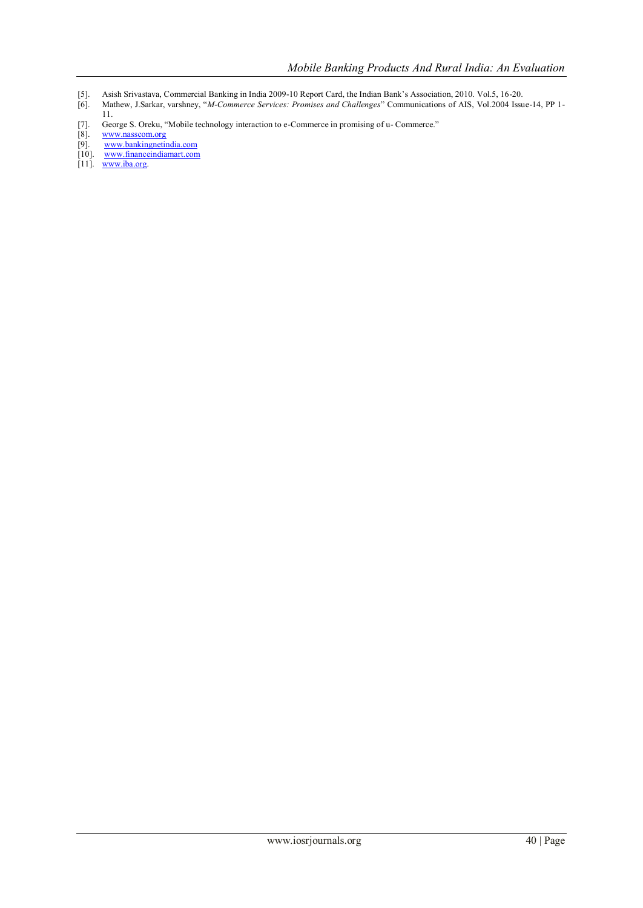[5]. Asish Srivastava, Commercial Banking in India 2009-10 Report Card, the Indian Bank's Association, 2010. Vol.5, 16-20.

[6]. Mathew, J.Sarkar, varshney, "*M-Commerce Services: Promises and Challenges*" Communications of AIS, Vol.2004 Issue-14, PP 1-11.

[7]. George S. Oreku, "Mobile technology interaction to e-Commerce in promising of u- Commerce."

[8]. www.nasscom.org

[9]. www.bankingnetindia.com

[10]. www.financeindiamart.com

[11]. www.iba.org.